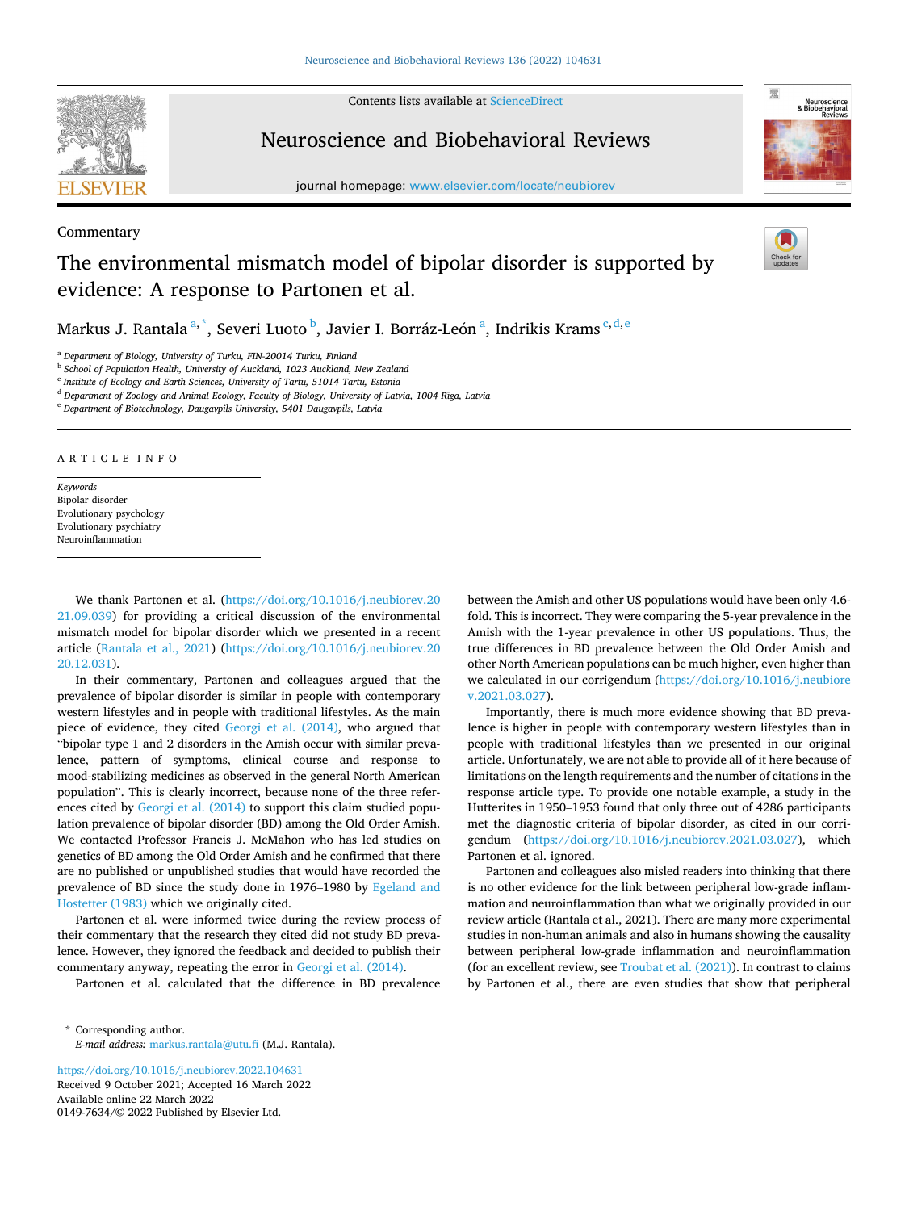Commentary

# The environmental mismatch model of bipolar disorder is supported by evidence: A response to Partonen et al.

Markus J. Rantala [a,*], Severi Luoto [b], Javier I. Borráz-León [a], Indrikis Krams [c,d,e]

[a] Department of Biology, University of Turku, FIN-20014 Turku, Finland
[b] School of Population Health, University of Auckland, 1023 Auckland, New Zealand
[c] Institute of Ecology and Earth Sciences, University of Tartu, 51014 Tartu, Estonia
[d] Department of Zoology and Animal Ecology, Faculty of Biology, University of Latvia, 1004 Riga, Latvia
[e] Department of Biotechnology, Daugavpils University, 5401 Daugavpils, Latvia

ARTICLE INFO

*Keywords*
Bipolar disorder
Evolutionary psychology
Evolutionary psychiatry
Neuroinflammation

We thank Partonen et al. (https://doi.org/10.1016/j.neubiorev.2021.09.039) for providing a critical discussion of the environmental mismatch model for bipolar disorder which we presented in a recent article (Rantala et al., 2021) (https://doi.org/10.1016/j.neubiorev.2020.12.031).

In their commentary, Partonen and colleagues argued that the prevalence of bipolar disorder is similar in people with contemporary western lifestyles and in people with traditional lifestyles. As the main piece of evidence, they cited Georgi et al. (2014), who argued that "bipolar type 1 and 2 disorders in the Amish occur with similar prevalence, pattern of symptoms, clinical course and response to mood-stabilizing medicines as observed in the general North American population". This is clearly incorrect, because none of the three references cited by Georgi et al. (2014) to support this claim studied population prevalence of bipolar disorder (BD) among the Old Order Amish. We contacted Professor Francis J. McMahon who has led studies on genetics of BD among the Old Order Amish and he confirmed that there are no published or unpublished studies that would have recorded the prevalence of BD since the study done in 1976–1980 by Egeland and Hostetter (1983) which we originally cited.

Partonen et al. were informed twice during the review process of their commentary that the research they cited did not study BD prevalence. However, they ignored the feedback and decided to publish their commentary anyway, repeating the error in Georgi et al. (2014).

Partonen et al. calculated that the difference in BD prevalence between the Amish and other US populations would have been only 4.6-fold. This is incorrect. They were comparing the 5-year prevalence in the Amish with the 1-year prevalence in other US populations. Thus, the true differences in BD prevalence between the Old Order Amish and other North American populations can be much higher, even higher than we calculated in our corrigendum (https://doi.org/10.1016/j.neubiorev.2021.03.027).

Importantly, there is much more evidence showing that BD prevalence is higher in people with contemporary western lifestyles than in people with traditional lifestyles than we presented in our original article. Unfortunately, we are not able to provide all of it here because of limitations on the length requirements and the number of citations in the response article type. To provide one notable example, a study in the Hutterites in 1950–1953 found that only three out of 4286 participants met the diagnostic criteria of bipolar disorder, as cited in our corrigendum (https://doi.org/10.1016/j.neubiorev.2021.03.027), which Partonen et al. ignored.

Partonen and colleagues also misled readers into thinking that there is no other evidence for the link between peripheral low-grade inflammation and neuroinflammation than what we originally provided in our review article (Rantala et al., 2021). There are many more experimental studies in non-human animals and also in humans showing the causality between peripheral low-grade inflammation and neuroinflammation (for an excellent review, see Troubat et al. (2021)). In contrast to claims by Partonen et al., there are even studies that show that peripheral

* Corresponding author.
*E-mail address:* markus.rantala@utu.fi (M.J. Rantala).

https://doi.org/10.1016/j.neubiorev.2022.104631
Received 9 October 2021; Accepted 16 March 2022
Available online 22 March 2022
0149-7634/© 2022 Published by Elsevier Ltd.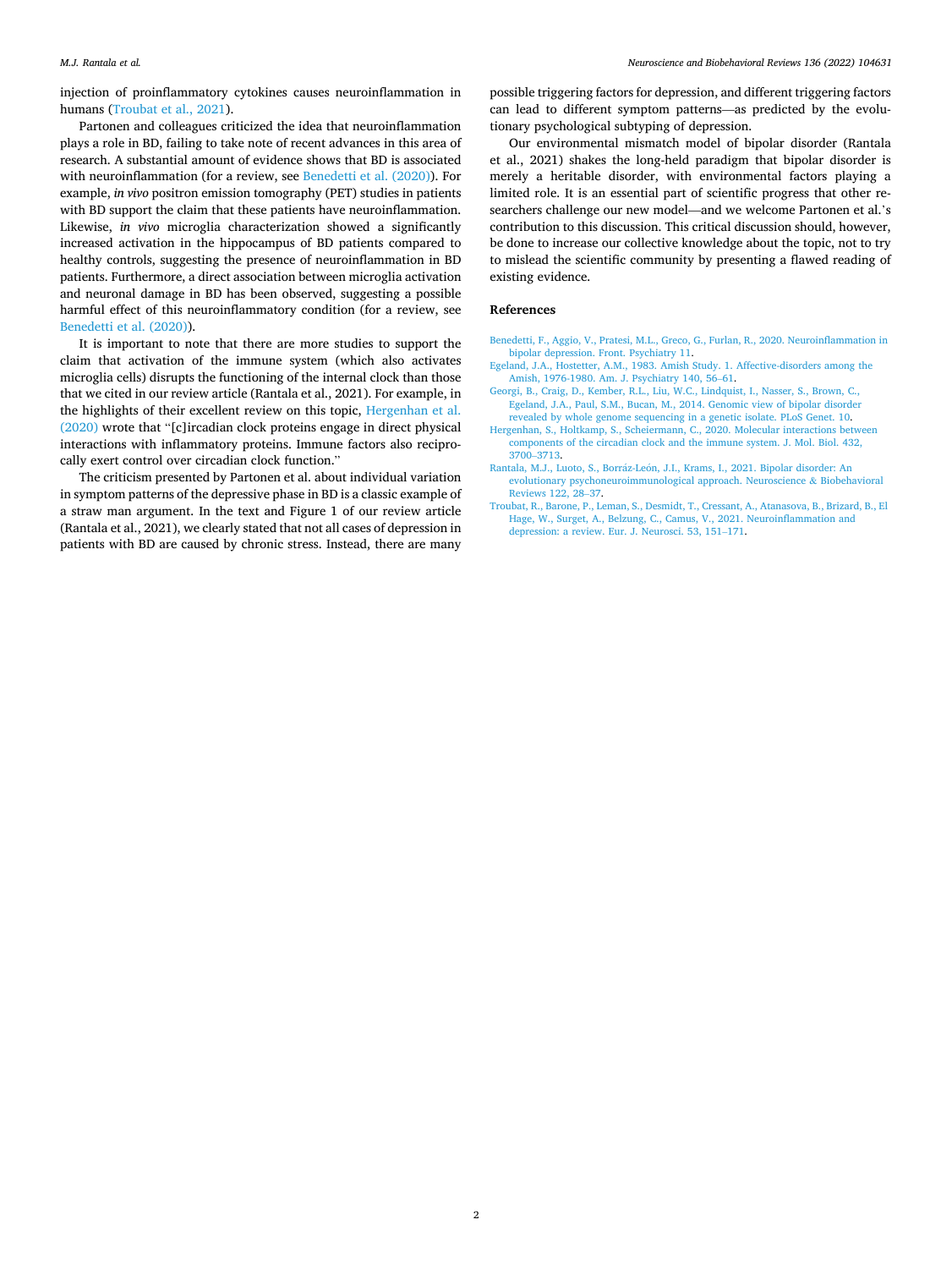injection of proinflammatory cytokines causes neuroinflammation in humans (Troubat et al., 2021).

Partonen and colleagues criticized the idea that neuroinflammation plays a role in BD, failing to take note of recent advances in this area of research. A substantial amount of evidence shows that BD is associated with neuroinflammation (for a review, see Benedetti et al. (2020)). For example, *in vivo* positron emission tomography (PET) studies in patients with BD support the claim that these patients have neuroinflammation. Likewise, *in vivo* microglia characterization showed a significantly increased activation in the hippocampus of BD patients compared to healthy controls, suggesting the presence of neuroinflammation in BD patients. Furthermore, a direct association between microglia activation and neuronal damage in BD has been observed, suggesting a possible harmful effect of this neuroinflammatory condition (for a review, see Benedetti et al. (2020)).

It is important to note that there are more studies to support the claim that activation of the immune system (which also activates microglia cells) disrupts the functioning of the internal clock than those that we cited in our review article (Rantala et al., 2021). For example, in the highlights of their excellent review on this topic, Hergenhan et al. (2020) wrote that "[c]ircadian clock proteins engage in direct physical interactions with inflammatory proteins. Immune factors also reciprocally exert control over circadian clock function."

The criticism presented by Partonen et al. about individual variation in symptom patterns of the depressive phase in BD is a classic example of a straw man argument. In the text and Figure 1 of our review article (Rantala et al., 2021), we clearly stated that not all cases of depression in patients with BD are caused by chronic stress. Instead, there are many possible triggering factors for depression, and different triggering factors can lead to different symptom patterns—as predicted by the evolutionary psychological subtyping of depression.

Our environmental mismatch model of bipolar disorder (Rantala et al., 2021) shakes the long-held paradigm that bipolar disorder is merely a heritable disorder, with environmental factors playing a limited role. It is an essential part of scientific progress that other researchers challenge our new model—and we welcome Partonen et al.'s contribution to this discussion. This critical discussion should, however, be done to increase our collective knowledge about the topic, not to try to mislead the scientific community by presenting a flawed reading of existing evidence.

## References

Benedetti, F., Aggio, V., Pratesi, M.L., Greco, G., Furlan, R., 2020. Neuroinflammation in bipolar depression. Front. Psychiatry 11.

Egeland, J.A., Hostetter, A.M., 1983. Amish Study. 1. Affective-disorders among the Amish, 1976-1980. Am. J. Psychiatry 140, 56–61.

Georgi, B., Craig, D., Kember, R.L., Liu, W.C., Lindquist, I., Nasser, S., Brown, C., Egeland, J.A., Paul, S.M., Bucan, M., 2014. Genomic view of bipolar disorder revealed by whole genome sequencing in a genetic isolate. PLoS Genet. 10.

Hergenhan, S., Holtkamp, S., Scheiermann, C., 2020. Molecular interactions between components of the circadian clock and the immune system. J. Mol. Biol. 432, 3700–3713.

Rantala, M.J., Luoto, S., Borráz-León, J.I., Krams, I., 2021. Bipolar disorder: An evolutionary psychoneuroimmunological approach. Neuroscience & Biobehavioral Reviews 122, 28–37.

Troubat, R., Barone, P., Leman, S., Desmidt, T., Cressant, A., Atanasova, B., Brizard, B., El Hage, W., Surget, A., Belzung, C., Camus, V., 2021. Neuroinflammation and depression: a review. Eur. J. Neurosci. 53, 151–171.